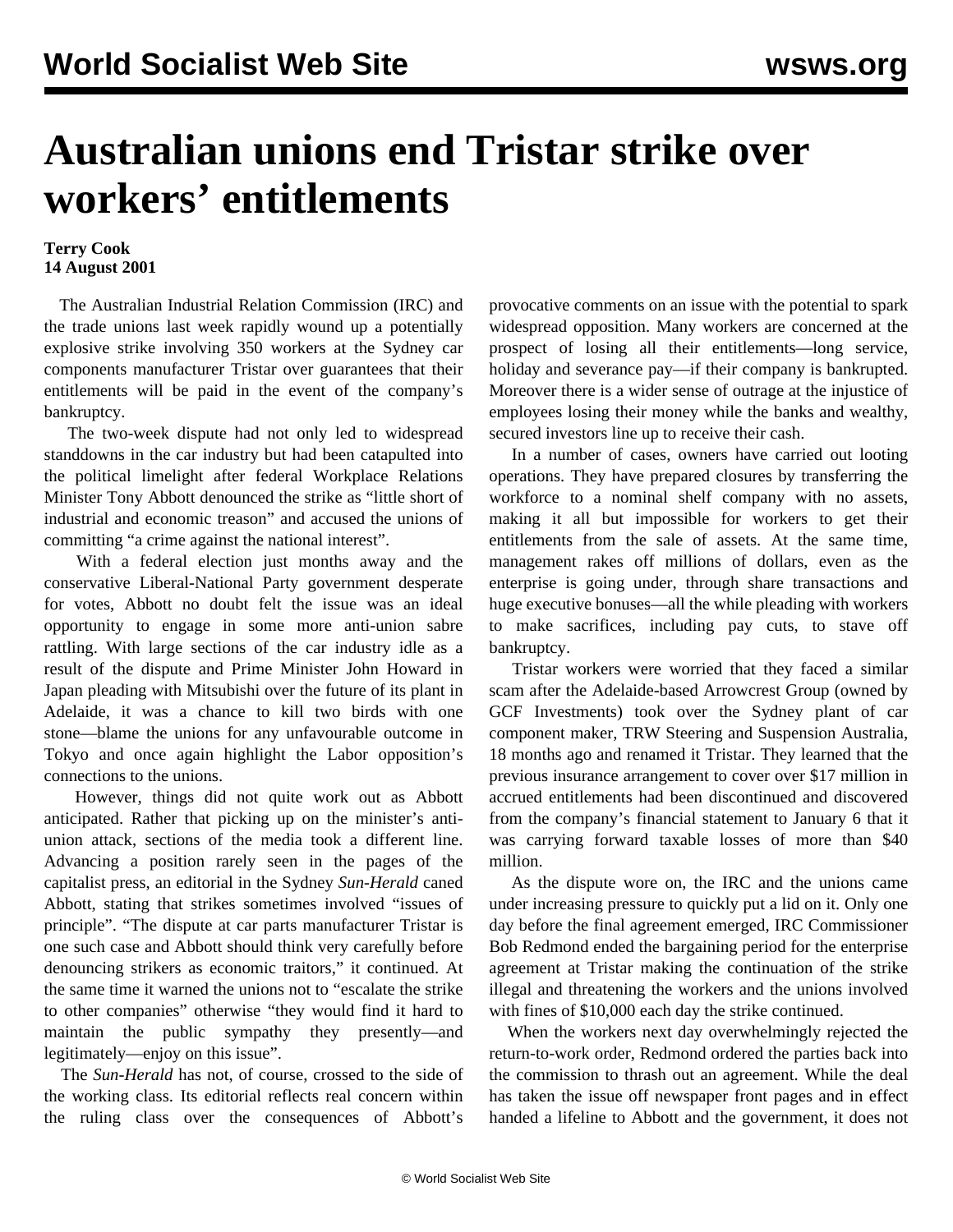# Australian unions end Tristar strike over workers' entitlements

**Terry Cook**
**14 August 2001**

The Australian Industrial Relation Commission (IRC) and the trade unions last week rapidly wound up a potentially explosive strike involving 350 workers at the Sydney car components manufacturer Tristar over guarantees that their entitlements will be paid in the event of the company's bankruptcy.

The two-week dispute had not only led to widespread standdowns in the car industry but had been catapulted into the political limelight after federal Workplace Relations Minister Tony Abbott denounced the strike as "little short of industrial and economic treason" and accused the unions of committing "a crime against the national interest".

With a federal election just months away and the conservative Liberal-National Party government desperate for votes, Abbott no doubt felt the issue was an ideal opportunity to engage in some more anti-union sabre rattling. With large sections of the car industry idle as a result of the dispute and Prime Minister John Howard in Japan pleading with Mitsubishi over the future of its plant in Adelaide, it was a chance to kill two birds with one stone—blame the unions for any unfavourable outcome in Tokyo and once again highlight the Labor opposition's connections to the unions.

However, things did not quite work out as Abbott anticipated. Rather that picking up on the minister's anti-union attack, sections of the media took a different line. Advancing a position rarely seen in the pages of the capitalist press, an editorial in the Sydney *Sun-Herald* caned Abbott, stating that strikes sometimes involved "issues of principle". "The dispute at car parts manufacturer Tristar is one such case and Abbott should think very carefully before denouncing strikers as economic traitors," it continued. At the same time it warned the unions not to "escalate the strike to other companies" otherwise "they would find it hard to maintain the public sympathy they presently—and legitimately—enjoy on this issue".

The *Sun-Herald* has not, of course, crossed to the side of the working class. Its editorial reflects real concern within the ruling class over the consequences of Abbott's provocative comments on an issue with the potential to spark widespread opposition. Many workers are concerned at the prospect of losing all their entitlements—long service, holiday and severance pay—if their company is bankrupted. Moreover there is a wider sense of outrage at the injustice of employees losing their money while the banks and wealthy, secured investors line up to receive their cash.

In a number of cases, owners have carried out looting operations. They have prepared closures by transferring the workforce to a nominal shelf company with no assets, making it all but impossible for workers to get their entitlements from the sale of assets. At the same time, management rakes off millions of dollars, even as the enterprise is going under, through share transactions and huge executive bonuses—all the while pleading with workers to make sacrifices, including pay cuts, to stave off bankruptcy.

Tristar workers were worried that they faced a similar scam after the Adelaide-based Arrowcrest Group (owned by GCF Investments) took over the Sydney plant of car component maker, TRW Steering and Suspension Australia, 18 months ago and renamed it Tristar. They learned that the previous insurance arrangement to cover over $17 million in accrued entitlements had been discontinued and discovered from the company's financial statement to January 6 that it was carrying forward taxable losses of more than $40 million.

As the dispute wore on, the IRC and the unions came under increasing pressure to quickly put a lid on it. Only one day before the final agreement emerged, IRC Commissioner Bob Redmond ended the bargaining period for the enterprise agreement at Tristar making the continuation of the strike illegal and threatening the workers and the unions involved with fines of $10,000 each day the strike continued.

When the workers next day overwhelmingly rejected the return-to-work order, Redmond ordered the parties back into the commission to thrash out an agreement. While the deal has taken the issue off newspaper front pages and in effect handed a lifeline to Abbott and the government, it does not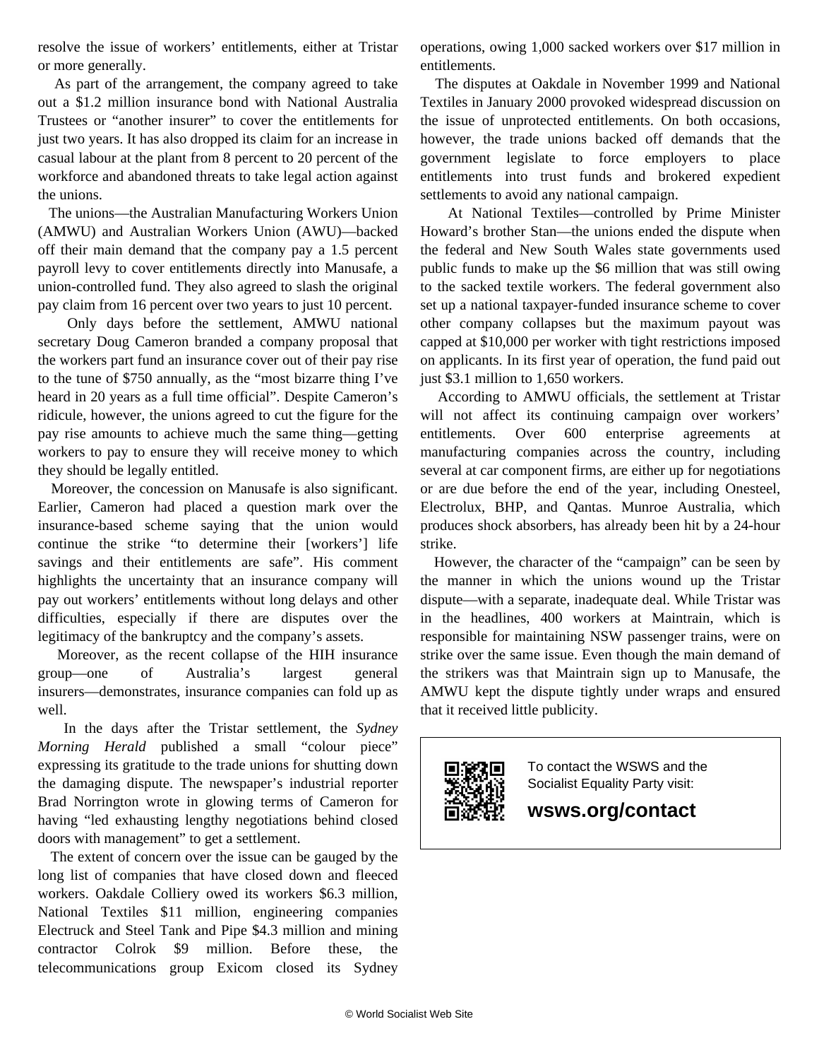resolve the issue of workers' entitlements, either at Tristar or more generally.

As part of the arrangement, the company agreed to take out a $1.2 million insurance bond with National Australia Trustees or "another insurer" to cover the entitlements for just two years. It has also dropped its claim for an increase in casual labour at the plant from 8 percent to 20 percent of the workforce and abandoned threats to take legal action against the unions.

The unions—the Australian Manufacturing Workers Union (AMWU) and Australian Workers Union (AWU)—backed off their main demand that the company pay a 1.5 percent payroll levy to cover entitlements directly into Manusafe, a union-controlled fund. They also agreed to slash the original pay claim from 16 percent over two years to just 10 percent.

Only days before the settlement, AMWU national secretary Doug Cameron branded a company proposal that the workers part fund an insurance cover out of their pay rise to the tune of $750 annually, as the "most bizarre thing I've heard in 20 years as a full time official". Despite Cameron's ridicule, however, the unions agreed to cut the figure for the pay rise amounts to achieve much the same thing—getting workers to pay to ensure they will receive money to which they should be legally entitled.

Moreover, the concession on Manusafe is also significant. Earlier, Cameron had placed a question mark over the insurance-based scheme saying that the union would continue the strike "to determine their [workers'] life savings and their entitlements are safe". His comment highlights the uncertainty that an insurance company will pay out workers' entitlements without long delays and other difficulties, especially if there are disputes over the legitimacy of the bankruptcy and the company's assets.

Moreover, as the recent collapse of the HIH insurance group—one of Australia's largest general insurers—demonstrates, insurance companies can fold up as well.

In the days after the Tristar settlement, the *Sydney Morning Herald* published a small "colour piece" expressing its gratitude to the trade unions for shutting down the damaging dispute. The newspaper's industrial reporter Brad Norrington wrote in glowing terms of Cameron for having "led exhausting lengthy negotiations behind closed doors with management" to get a settlement.

The extent of concern over the issue can be gauged by the long list of companies that have closed down and fleeced workers. Oakdale Colliery owed its workers $6.3 million, National Textiles $11 million, engineering companies Electruck and Steel Tank and Pipe $4.3 million and mining contractor Colrok $9 million. Before these, the telecommunications group Exicom closed its Sydney operations, owing 1,000 sacked workers over $17 million in entitlements.

The disputes at Oakdale in November 1999 and National Textiles in January 2000 provoked widespread discussion on the issue of unprotected entitlements. On both occasions, however, the trade unions backed off demands that the government legislate to force employers to place entitlements into trust funds and brokered expedient settlements to avoid any national campaign.

At National Textiles—controlled by Prime Minister Howard's brother Stan—the unions ended the dispute when the federal and New South Wales state governments used public funds to make up the $6 million that was still owing to the sacked textile workers. The federal government also set up a national taxpayer-funded insurance scheme to cover other company collapses but the maximum payout was capped at $10,000 per worker with tight restrictions imposed on applicants. In its first year of operation, the fund paid out just $3.1 million to 1,650 workers.

According to AMWU officials, the settlement at Tristar will not affect its continuing campaign over workers' entitlements. Over 600 enterprise agreements at manufacturing companies across the country, including several at car component firms, are either up for negotiations or are due before the end of the year, including Onesteel, Electrolux, BHP, and Qantas. Munroe Australia, which produces shock absorbers, has already been hit by a 24-hour strike.

However, the character of the "campaign" can be seen by the manner in which the unions wound up the Tristar dispute—with a separate, inadequate deal. While Tristar was in the headlines, 400 workers at Maintrain, which is responsible for maintaining NSW passenger trains, were on strike over the same issue. Even though the main demand of the strikers was that Maintrain sign up to Manusafe, the AMWU kept the dispute tightly under wraps and ensured that it received little publicity.

To contact the WSWS and the Socialist Equality Party visit:

**wsws.org/contact**